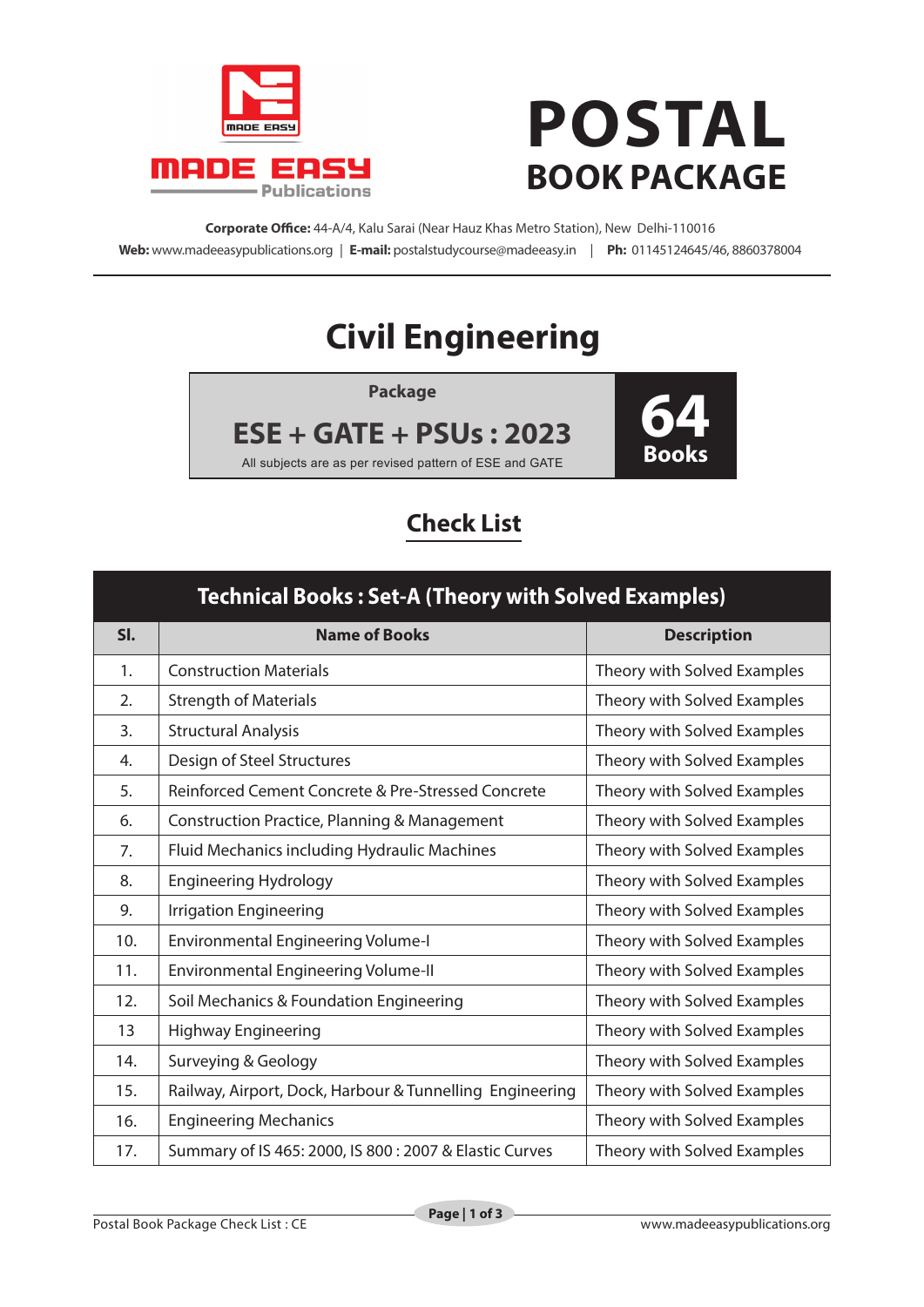MADE EASY Publications

# POSTAL
## BOOK PACKAGE

**Corporate Office:** 44-A/4, Kalu Sarai (Near Hauz Khas Metro Station), New Delhi-110016
**Web:** www.madeeasypublications.org | **E-mail:** postalstudycourse@madeeasy.in | **Ph:** 01145124645/46, 8860378004

# Civil Engineering

**Package**

**ESE + GATE + PSUs : 2023**

All subjects are as per revised pattern of ESE and GATE

**64 Books**

## Check List

| Technical Books : Set-A (Theory with Solved Examples) | | |
|---|---|---|
| **Sl.** | **Name of Books** | **Description** |
| 1. | Construction Materials | Theory with Solved Examples |
| 2. | Strength of Materials | Theory with Solved Examples |
| 3. | Structural Analysis | Theory with Solved Examples |
| 4. | Design of Steel Structures | Theory with Solved Examples |
| 5. | Reinforced Cement Concrete & Pre-Stressed Concrete | Theory with Solved Examples |
| 6. | Construction Practice, Planning & Management | Theory with Solved Examples |
| 7. | Fluid Mechanics including Hydraulic Machines | Theory with Solved Examples |
| 8. | Engineering Hydrology | Theory with Solved Examples |
| 9. | Irrigation Engineering | Theory with Solved Examples |
| 10. | Environmental Engineering Volume-I | Theory with Solved Examples |
| 11. | Environmental Engineering Volume-II | Theory with Solved Examples |
| 12. | Soil Mechanics & Foundation Engineering | Theory with Solved Examples |
| 13 | Highway Engineering | Theory with Solved Examples |
| 14. | Surveying & Geology | Theory with Solved Examples |
| 15. | Railway, Airport, Dock, Harbour & Tunnelling Engineering | Theory with Solved Examples |
| 16. | Engineering Mechanics | Theory with Solved Examples |
| 17. | Summary of IS 465: 2000, IS 800 : 2007 & Elastic Curves | Theory with Solved Examples |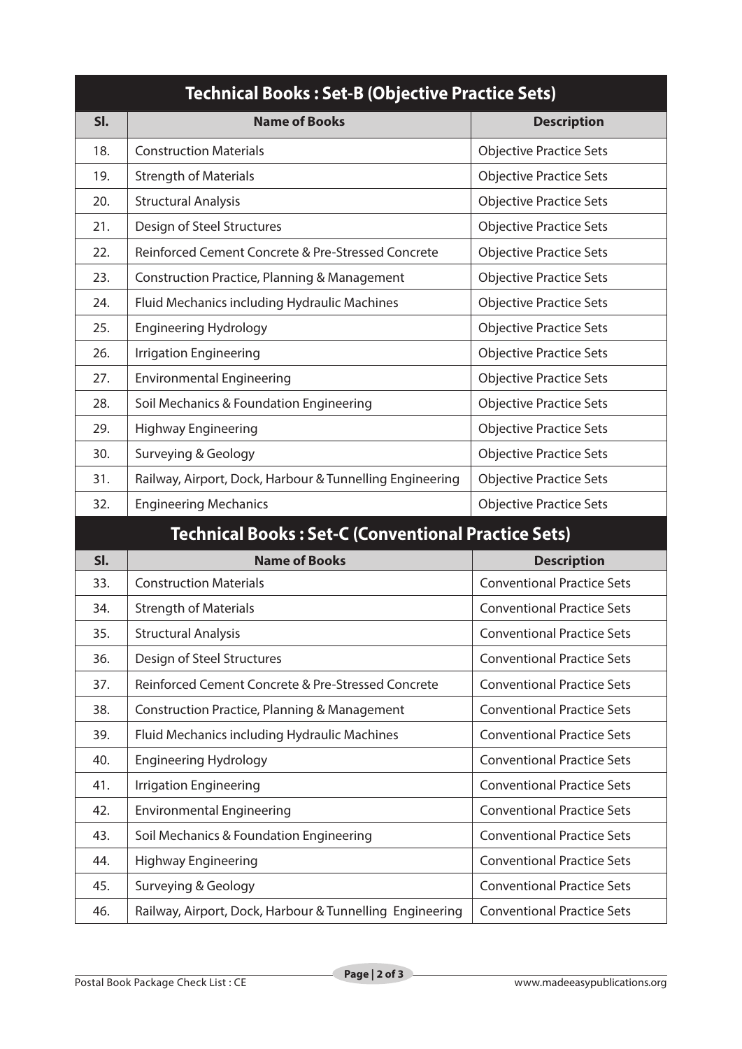## Technical Books : Set-B (Objective Practice Sets)

| Sl. | Name of Books | Description |
|---|---|---|
| 18. | Construction Materials | Objective Practice Sets |
| 19. | Strength of Materials | Objective Practice Sets |
| 20. | Structural Analysis | Objective Practice Sets |
| 21. | Design of Steel Structures | Objective Practice Sets |
| 22. | Reinforced Cement Concrete & Pre-Stressed Concrete | Objective Practice Sets |
| 23. | Construction Practice, Planning & Management | Objective Practice Sets |
| 24. | Fluid Mechanics including Hydraulic Machines | Objective Practice Sets |
| 25. | Engineering Hydrology | Objective Practice Sets |
| 26. | Irrigation Engineering | Objective Practice Sets |
| 27. | Environmental Engineering | Objective Practice Sets |
| 28. | Soil Mechanics & Foundation Engineering | Objective Practice Sets |
| 29. | Highway Engineering | Objective Practice Sets |
| 30. | Surveying & Geology | Objective Practice Sets |
| 31. | Railway, Airport, Dock, Harbour & Tunnelling Engineering | Objective Practice Sets |
| 32. | Engineering Mechanics | Objective Practice Sets |

## Technical Books : Set-C (Conventional Practice Sets)

| Sl. | Name of Books | Description |
|---|---|---|
| 33. | Construction Materials | Conventional Practice Sets |
| 34. | Strength of Materials | Conventional Practice Sets |
| 35. | Structural Analysis | Conventional Practice Sets |
| 36. | Design of Steel Structures | Conventional Practice Sets |
| 37. | Reinforced Cement Concrete & Pre-Stressed Concrete | Conventional Practice Sets |
| 38. | Construction Practice, Planning & Management | Conventional Practice Sets |
| 39. | Fluid Mechanics including Hydraulic Machines | Conventional Practice Sets |
| 40. | Engineering Hydrology | Conventional Practice Sets |
| 41. | Irrigation Engineering | Conventional Practice Sets |
| 42. | Environmental Engineering | Conventional Practice Sets |
| 43. | Soil Mechanics & Foundation Engineering | Conventional Practice Sets |
| 44. | Highway Engineering | Conventional Practice Sets |
| 45. | Surveying & Geology | Conventional Practice Sets |
| 46. | Railway, Airport, Dock, Harbour & Tunnelling Engineering | Conventional Practice Sets |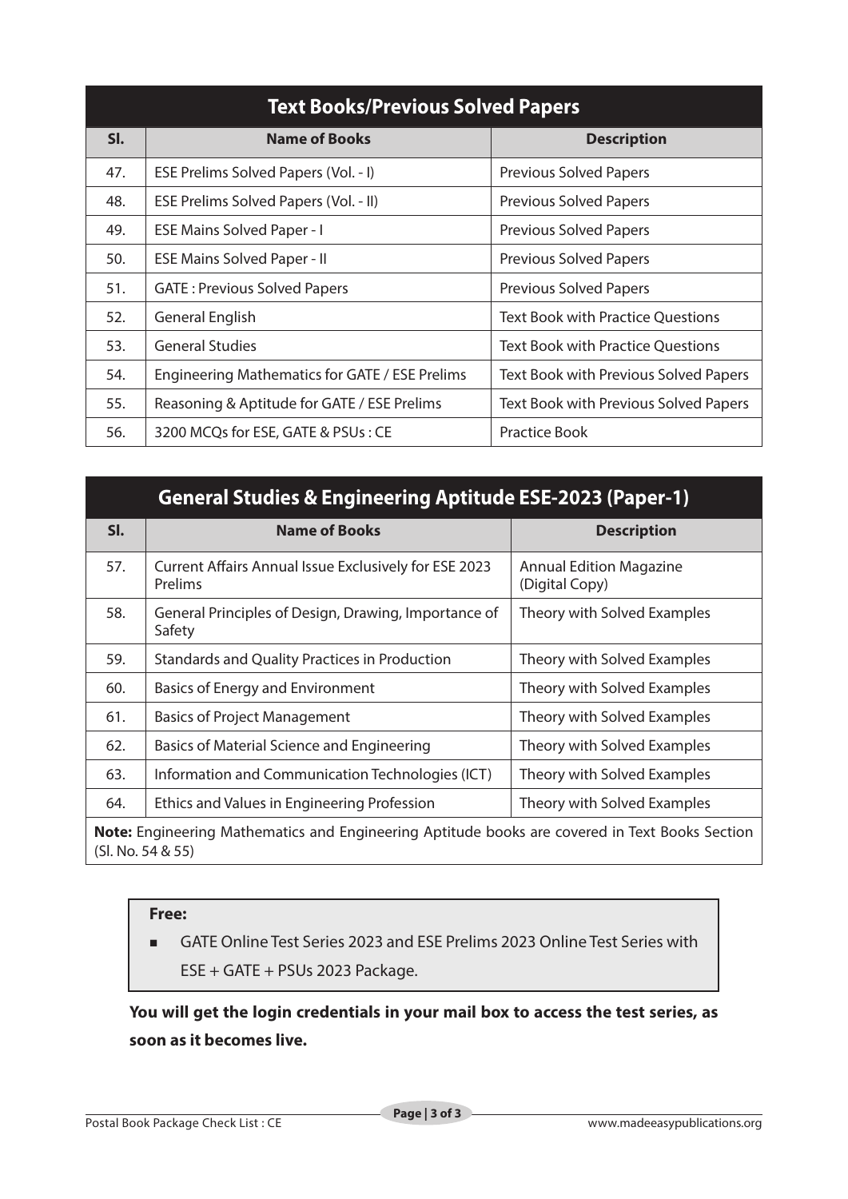## Text Books/Previous Solved Papers

| Sl. | Name of Books | Description |
|---|---|---|
| 47. | ESE Prelims Solved Papers (Vol. - I) | Previous Solved Papers |
| 48. | ESE Prelims Solved Papers (Vol. - II) | Previous Solved Papers |
| 49. | ESE Mains Solved Paper - I | Previous Solved Papers |
| 50. | ESE Mains Solved Paper - II | Previous Solved Papers |
| 51. | GATE : Previous Solved Papers | Previous Solved Papers |
| 52. | General English | Text Book with Practice Questions |
| 53. | General Studies | Text Book with Practice Questions |
| 54. | Engineering Mathematics for GATE / ESE Prelims | Text Book with Previous Solved Papers |
| 55. | Reasoning & Aptitude for GATE / ESE Prelims | Text Book with Previous Solved Papers |
| 56. | 3200 MCQs for ESE, GATE & PSUs : CE | Practice Book |

## General Studies & Engineering Aptitude ESE-2023 (Paper-1)

| Sl. | Name of Books | Description |
|---|---|---|
| 57. | Current Affairs Annual Issue Exclusively for ESE 2023 Prelims | Annual Edition Magazine (Digital Copy) |
| 58. | General Principles of Design, Drawing, Importance of Safety | Theory with Solved Examples |
| 59. | Standards and Quality Practices in Production | Theory with Solved Examples |
| 60. | Basics of Energy and Environment | Theory with Solved Examples |
| 61. | Basics of Project Management | Theory with Solved Examples |
| 62. | Basics of Material Science and Engineering | Theory with Solved Examples |
| 63. | Information and Communication Technologies (ICT) | Theory with Solved Examples |
| 64. | Ethics and Values in Engineering Profession | Theory with Solved Examples |

**Note:** Engineering Mathematics and Engineering Aptitude books are covered in Text Books Section (Sl. No. 54 & 55)

**Free:**

- GATE Online Test Series 2023 and ESE Prelims 2023 Online Test Series with ESE + GATE + PSUs 2023 Package.

**You will get the login credentials in your mail box to access the test series, as soon as it becomes live.**